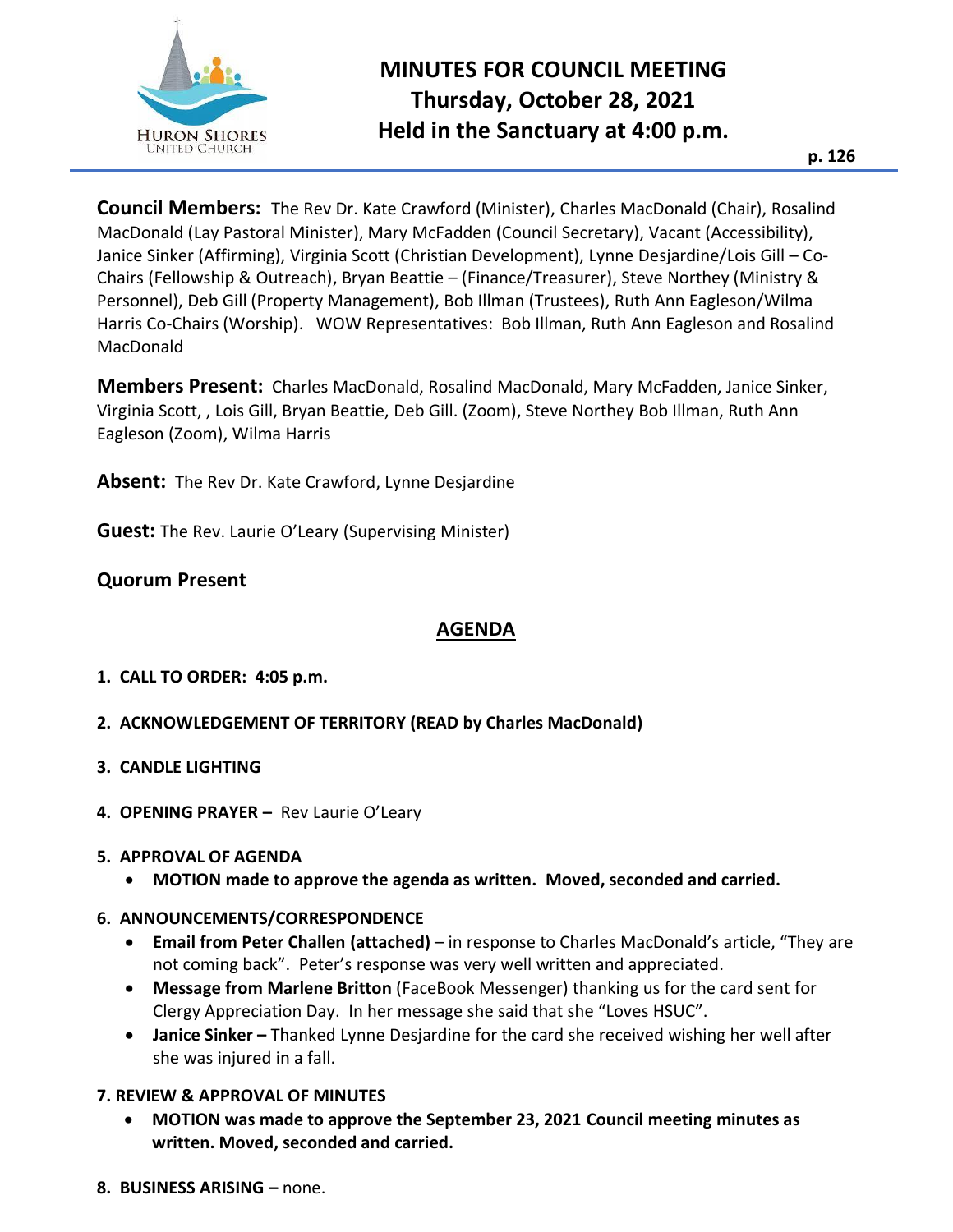# MINUTES FOR COUNCIL MEETING
# Thursday, October 28, 2021
# Held in the Sanctuary at 4:00 p.m.

**Council Members:** The Rev Dr. Kate Crawford (Minister), Charles MacDonald (Chair), Rosalind MacDonald (Lay Pastoral Minister), Mary McFadden (Council Secretary), Vacant (Accessibility), Janice Sinker (Affirming), Virginia Scott (Christian Development), Lynne Desjardine/Lois Gill – Co-Chairs (Fellowship & Outreach), Bryan Beattie – (Finance/Treasurer), Steve Northey (Ministry & Personnel), Deb Gill (Property Management), Bob Illman (Trustees), Ruth Ann Eagleson/Wilma Harris Co-Chairs (Worship). WOW Representatives: Bob Illman, Ruth Ann Eagleson and Rosalind MacDonald

**Members Present:** Charles MacDonald, Rosalind MacDonald, Mary McFadden, Janice Sinker, Virginia Scott, , Lois Gill, Bryan Beattie, Deb Gill. (Zoom), Steve Northey Bob Illman, Ruth Ann Eagleson (Zoom), Wilma Harris

**Absent:** The Rev Dr. Kate Crawford, Lynne Desjardine

**Guest:** The Rev. Laurie O'Leary (Supervising Minister)

**Quorum Present**

## AGENDA

1. **CALL TO ORDER: 4:05 p.m.**

2. **ACKNOWLEDGEMENT OF TERRITORY (READ by Charles MacDonald)**

3. **CANDLE LIGHTING**

4. **OPENING PRAYER –** Rev Laurie O'Leary

5. **APPROVAL OF AGENDA**
   - **MOTION made to approve the agenda as written. Moved, seconded and carried.**

6. **ANNOUNCEMENTS/CORRESPONDENCE**
   - **Email from Peter Challen (attached)** – in response to Charles MacDonald's article, "They are not coming back". Peter's response was very well written and appreciated.
   - **Message from Marlene Britton** (FaceBook Messenger) thanking us for the card sent for Clergy Appreciation Day. In her message she said that she "Loves HSUC".
   - **Janice Sinker –** Thanked Lynne Desjardine for the card she received wishing her well after she was injured in a fall.

7. **REVIEW & APPROVAL OF MINUTES**
   - **MOTION was made to approve the September 23, 2021 Council meeting minutes as written. Moved, seconded and carried.**

8. **BUSINESS ARISING –** none.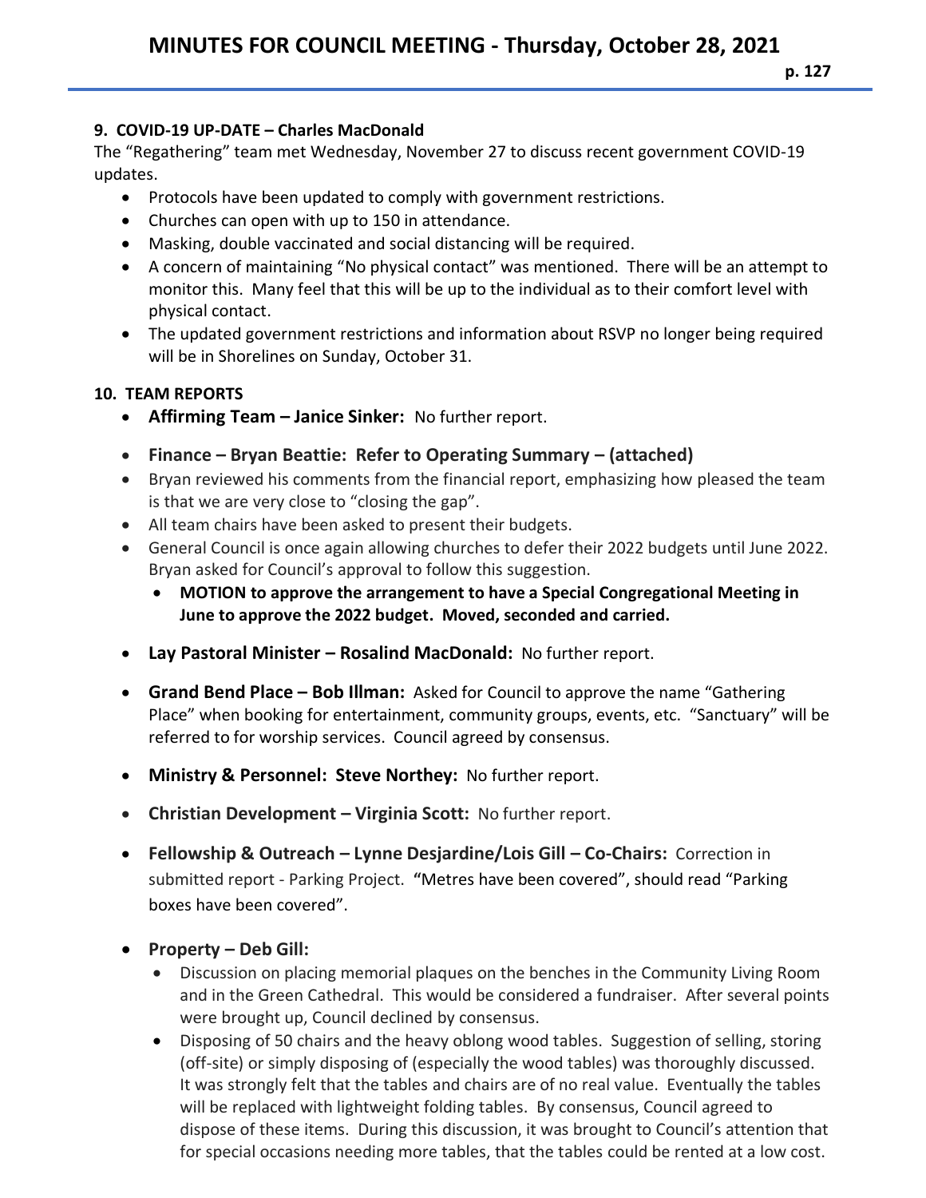### 9. COVID-19 UP-DATE – Charles MacDonald

The "Regathering" team met Wednesday, November 27 to discuss recent government COVID-19 updates.

- Protocols have been updated to comply with government restrictions.
- Churches can open with up to 150 in attendance.
- Masking, double vaccinated and social distancing will be required.
- A concern of maintaining "No physical contact" was mentioned. There will be an attempt to monitor this. Many feel that this will be up to the individual as to their comfort level with physical contact.
- The updated government restrictions and information about RSVP no longer being required will be in Shorelines on Sunday, October 31.

### 10. TEAM REPORTS

- **Affirming Team – Janice Sinker:** No further report.
- **Finance – Bryan Beattie: Refer to Operating Summary – (attached)**
- Bryan reviewed his comments from the financial report, emphasizing how pleased the team is that we are very close to "closing the gap".
- All team chairs have been asked to present their budgets.
- General Council is once again allowing churches to defer their 2022 budgets until June 2022. Bryan asked for Council's approval to follow this suggestion.
  - **MOTION to approve the arrangement to have a Special Congregational Meeting in June to approve the 2022 budget. Moved, seconded and carried.**
- **Lay Pastoral Minister – Rosalind MacDonald:** No further report.
- **Grand Bend Place – Bob Illman:** Asked for Council to approve the name "Gathering Place" when booking for entertainment, community groups, events, etc. "Sanctuary" will be referred to for worship services. Council agreed by consensus.
- **Ministry & Personnel: Steve Northey:** No further report.
- **Christian Development – Virginia Scott:** No further report.
- **Fellowship & Outreach – Lynne Desjardine/Lois Gill – Co-Chairs:** Correction in submitted report - Parking Project. **"**Metres have been covered", should read "Parking boxes have been covered".
- **Property – Deb Gill:**
  - Discussion on placing memorial plaques on the benches in the Community Living Room and in the Green Cathedral. This would be considered a fundraiser. After several points were brought up, Council declined by consensus.
  - Disposing of 50 chairs and the heavy oblong wood tables. Suggestion of selling, storing (off-site) or simply disposing of (especially the wood tables) was thoroughly discussed. It was strongly felt that the tables and chairs are of no real value. Eventually the tables will be replaced with lightweight folding tables. By consensus, Council agreed to dispose of these items. During this discussion, it was brought to Council's attention that for special occasions needing more tables, that the tables could be rented at a low cost.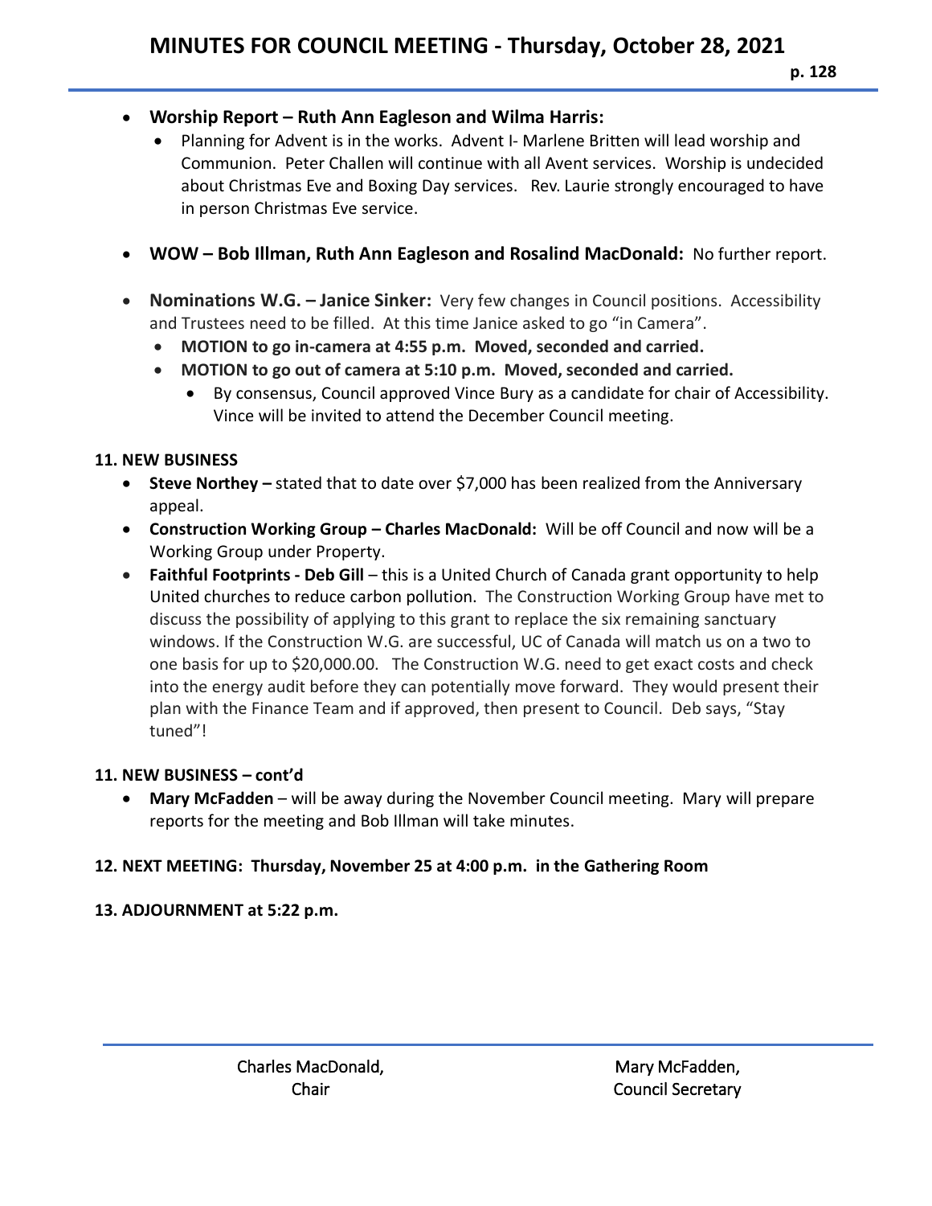- **Worship Report – Ruth Ann Eagleson and Wilma Harris:**
  - Planning for Advent is in the works. Advent I- Marlene Britten will lead worship and Communion. Peter Challen will continue with all Avent services. Worship is undecided about Christmas Eve and Boxing Day services. Rev. Laurie strongly encouraged to have in person Christmas Eve service.

- **WOW – Bob Illman, Ruth Ann Eagleson and Rosalind MacDonald:** No further report.

- **Nominations W.G. – Janice Sinker:** Very few changes in Council positions. Accessibility and Trustees need to be filled. At this time Janice asked to go "in Camera".
  - **MOTION to go in-camera at 4:55 p.m. Moved, seconded and carried.**
  - **MOTION to go out of camera at 5:10 p.m. Moved, seconded and carried.**
    - By consensus, Council approved Vince Bury as a candidate for chair of Accessibility. Vince will be invited to attend the December Council meeting.

**11. NEW BUSINESS**

- **Steve Northey –** stated that to date over $7,000 has been realized from the Anniversary appeal.
- **Construction Working Group – Charles MacDonald:** Will be off Council and now will be a Working Group under Property.
- **Faithful Footprints - Deb Gill** – this is a United Church of Canada grant opportunity to help United churches to reduce carbon pollution. The Construction Working Group have met to discuss the possibility of applying to this grant to replace the six remaining sanctuary windows. If the Construction W.G. are successful, UC of Canada will match us on a two to one basis for up to $20,000.00. The Construction W.G. need to get exact costs and check into the energy audit before they can potentially move forward. They would present their plan with the Finance Team and if approved, then present to Council. Deb says, "Stay tuned"!

**11. NEW BUSINESS – cont'd**

- **Mary McFadden** – will be away during the November Council meeting. Mary will prepare reports for the meeting and Bob Illman will take minutes.

**12. NEXT MEETING: Thursday, November 25 at 4:00 p.m. in the Gathering Room**

**13. ADJOURNMENT at 5:22 p.m.**

Charles MacDonald,
Chair

Mary McFadden,
Council Secretary